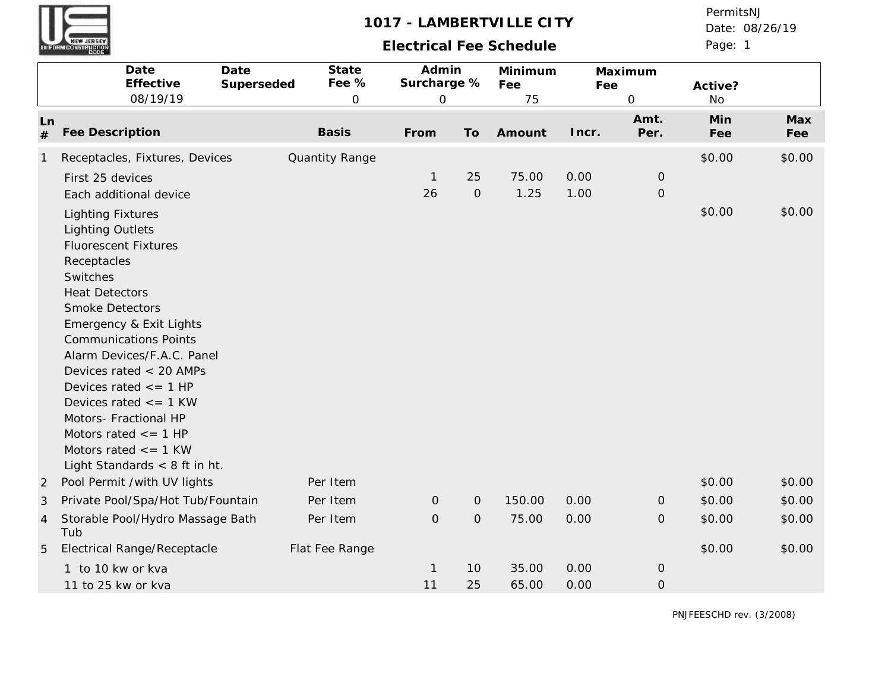# 1017 - LAMBERTVILLE CITY

## Electrical Fee Schedule

PermitsNJ
Date: 08/26/19

| Date Effective | Date Superseded | State Fee % | Admin Surcharge % | Minimum Fee | Maximum Fee | Active? |
|---|---|---|---|---|---|---|
| 08/19/19 | | 0 | 0 | 75 | 0 | No |

| Ln # | Fee Description | Basis | From | To | Amount | Incr. | Amt. Per. | Min Fee | Max Fee |
|---|---|---|---|---|---|---|---|---|---|
| 1 | Receptacles, Fixtures, Devices | Quantity Range | | | | | | $0.00 | $0.00 |
| | First 25 devices | | 1 | 25 | 75.00 | 0.00 | 0 | | |
| | Each additional device | | 26 | 0 | 1.25 | 1.00 | 0 | | |
| | Lighting Fixtures<br>Lighting Outlets<br>Fluorescent Fixtures<br>Receptacles<br>Switches<br>Heat Detectors<br>Smoke Detectors<br>Emergency & Exit Lights<br>Communications Points<br>Alarm Devices/F.A.C. Panel<br>Devices rated < 20 AMPs<br>Devices rated <= 1 HP<br>Devices rated <= 1 KW<br>Motors- Fractional HP<br>Motors rated <= 1 HP<br>Motors rated <= 1 KW<br>Light Standards < 8 ft in ht. | | | | | | | $0.00 | $0.00 |
| 2 | Pool Permit /with UV lights | Per Item | | | | | | $0.00 | $0.00 |
| 3 | Private Pool/Spa/Hot Tub/Fountain | Per Item | 0 | 0 | 150.00 | 0.00 | 0 | $0.00 | $0.00 |
| 4 | Storable Pool/Hydro Massage Bath Tub | Per Item | 0 | 0 | 75.00 | 0.00 | 0 | $0.00 | $0.00 |
| 5 | Electrical Range/Receptacle | Flat Fee Range | | | | | | $0.00 | $0.00 |
| | 1 to 10 kw or kva | | 1 | 10 | 35.00 | 0.00 | 0 | | |
| | 11 to 25 kw or kva | | 11 | 25 | 65.00 | 0.00 | 0 | | |

PNJFEESCHD rev. (3/2008)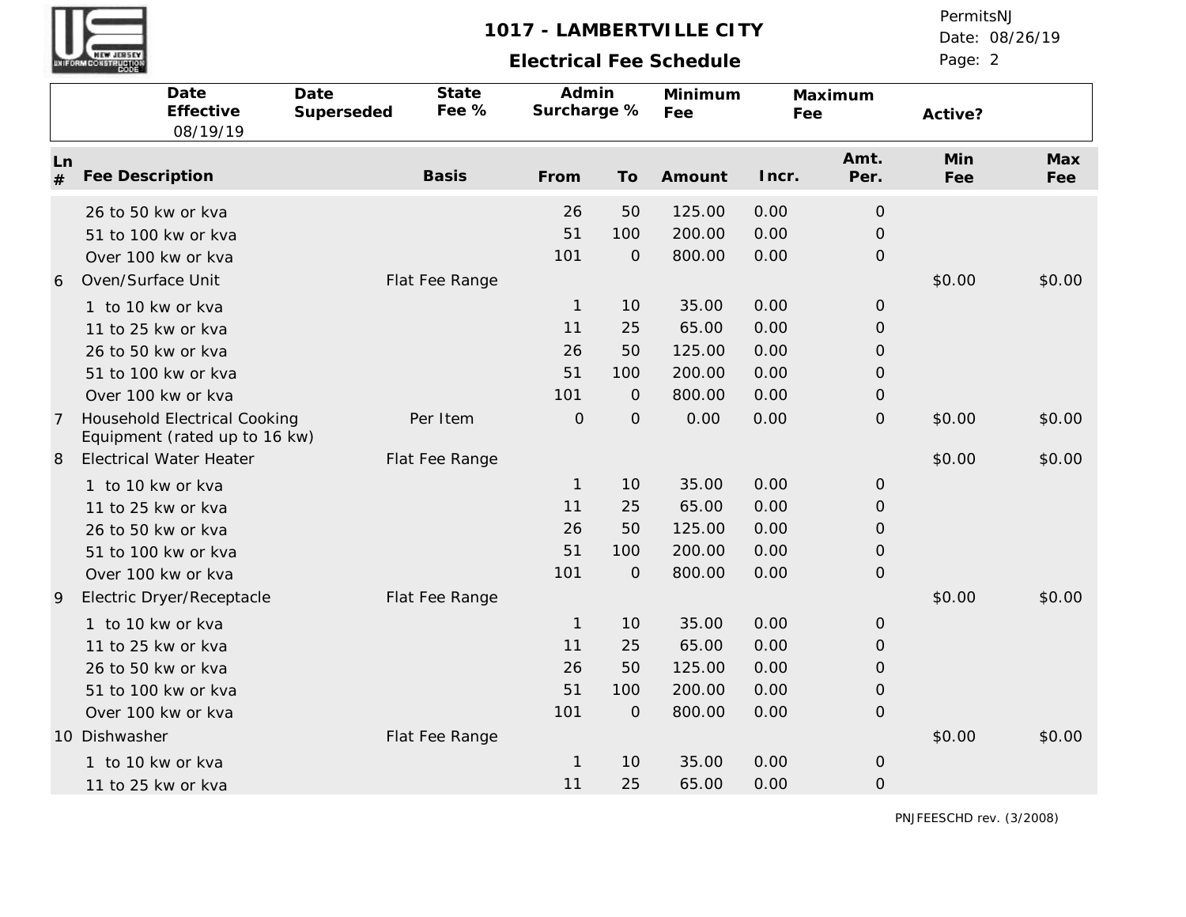# 1017 - LAMBERTVILLE CITY

## Electrical Fee Schedule

PermitsNJ
Date: 08/26/19

| Date Effective | Date Superseded | State Fee % | Admin Surcharge % | Minimum Fee | Maximum Fee | Active? |
|---|---|---|---|---|---|---|
| 08/19/19 | | | | | | |

| Ln # | Fee Description | Basis | From | To | Amount | Incr. | Amt. Per. | Min Fee | Max Fee |
|---|---|---|---|---|---|---|---|---|---|
| | 26 to 50 kw or kva | | 26 | 50 | 125.00 | 0.00 | 0 | | |
| | 51 to 100 kw or kva | | 51 | 100 | 200.00 | 0.00 | 0 | | |
| | Over 100 kw or kva | | 101 | 0 | 800.00 | 0.00 | 0 | | |
| 6 | Oven/Surface Unit | Flat Fee Range | | | | | | $0.00 | $0.00 |
| | 1 to 10 kw or kva | | 1 | 10 | 35.00 | 0.00 | 0 | | |
| | 11 to 25 kw or kva | | 11 | 25 | 65.00 | 0.00 | 0 | | |
| | 26 to 50 kw or kva | | 26 | 50 | 125.00 | 0.00 | 0 | | |
| | 51 to 100 kw or kva | | 51 | 100 | 200.00 | 0.00 | 0 | | |
| | Over 100 kw or kva | | 101 | 0 | 800.00 | 0.00 | 0 | | |
| 7 | Household Electrical Cooking Equipment (rated up to 16 kw) | Per Item | 0 | 0 | 0.00 | 0.00 | 0 | $0.00 | $0.00 |
| 8 | Electrical Water Heater | Flat Fee Range | | | | | | $0.00 | $0.00 |
| | 1 to 10 kw or kva | | 1 | 10 | 35.00 | 0.00 | 0 | | |
| | 11 to 25 kw or kva | | 11 | 25 | 65.00 | 0.00 | 0 | | |
| | 26 to 50 kw or kva | | 26 | 50 | 125.00 | 0.00 | 0 | | |
| | 51 to 100 kw or kva | | 51 | 100 | 200.00 | 0.00 | 0 | | |
| | Over 100 kw or kva | | 101 | 0 | 800.00 | 0.00 | 0 | | |
| 9 | Electric Dryer/Receptacle | Flat Fee Range | | | | | | $0.00 | $0.00 |
| | 1 to 10 kw or kva | | 1 | 10 | 35.00 | 0.00 | 0 | | |
| | 11 to 25 kw or kva | | 11 | 25 | 65.00 | 0.00 | 0 | | |
| | 26 to 50 kw or kva | | 26 | 50 | 125.00 | 0.00 | 0 | | |
| | 51 to 100 kw or kva | | 51 | 100 | 200.00 | 0.00 | 0 | | |
| | Over 100 kw or kva | | 101 | 0 | 800.00 | 0.00 | 0 | | |
| 10 | Dishwasher | Flat Fee Range | | | | | | $0.00 | $0.00 |
| | 1 to 10 kw or kva | | 1 | 10 | 35.00 | 0.00 | 0 | | |
| | 11 to 25 kw or kva | | 11 | 25 | 65.00 | 0.00 | 0 | | |

PNJFEESCHD rev. (3/2008)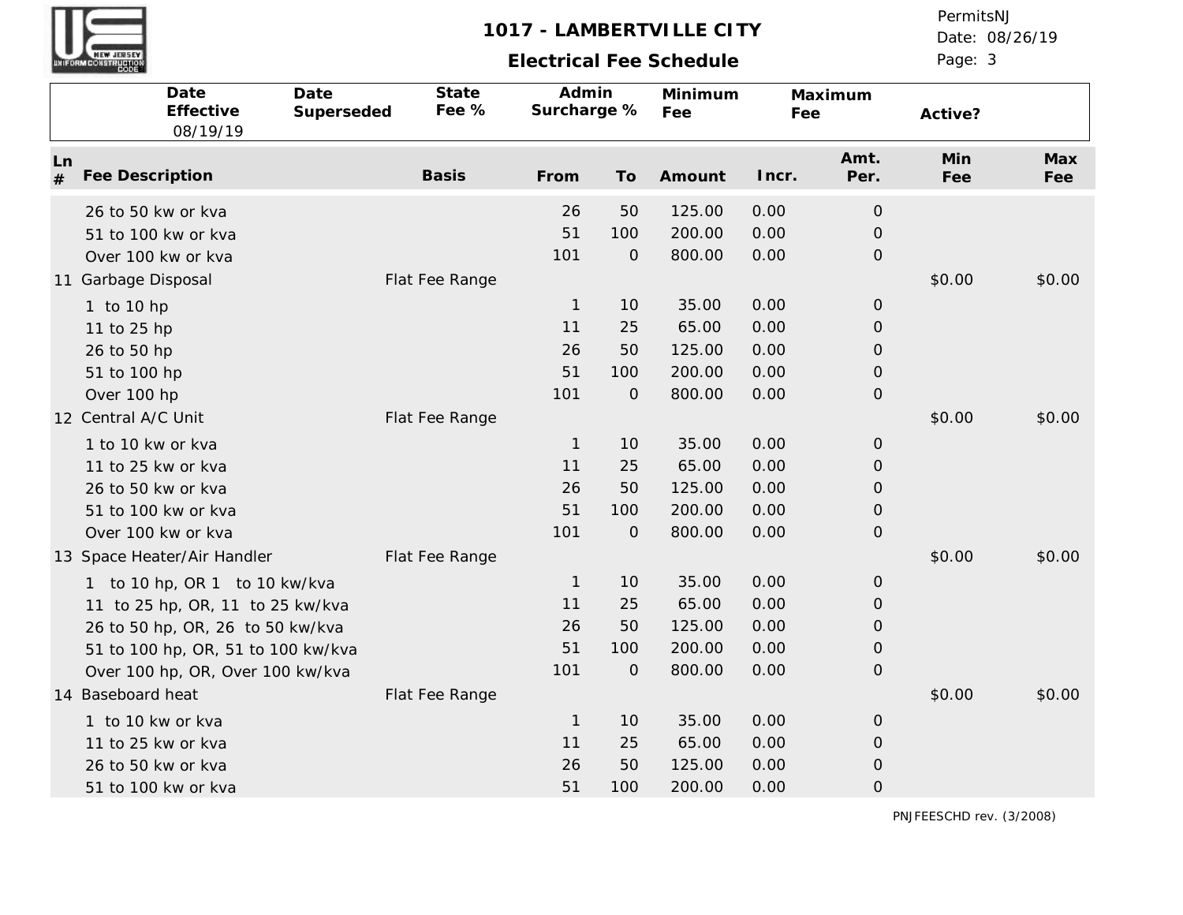# 1017 - LAMBERTVILLE CITY

## Electrical Fee Schedule

PermitsNJ
Date: 08/26/19

| Date Effective | Date Superseded | State Fee % | Admin Surcharge % | Minimum Fee | Maximum Fee | Active? |
|---|---|---|---|---|---|---|
| 08/19/19 | | | | | | |

| Ln # | Fee Description | Basis | From | To | Amount | Incr. | Amt. Per. | Min Fee | Max Fee |
|---|---|---|---|---|---|---|---|---|---|
| | 26 to 50 kw or kva | | 26 | 50 | 125.00 | 0.00 | 0 | | |
| | 51 to 100 kw or kva | | 51 | 100 | 200.00 | 0.00 | 0 | | |
| | Over 100 kw or kva | | 101 | 0 | 800.00 | 0.00 | 0 | | |
| 11 | Garbage Disposal | Flat Fee Range | | | | | | $0.00 | $0.00 |
| | 1 to 10 hp | | 1 | 10 | 35.00 | 0.00 | 0 | | |
| | 11 to 25 hp | | 11 | 25 | 65.00 | 0.00 | 0 | | |
| | 26 to 50 hp | | 26 | 50 | 125.00 | 0.00 | 0 | | |
| | 51 to 100 hp | | 51 | 100 | 200.00 | 0.00 | 0 | | |
| | Over 100 hp | | 101 | 0 | 800.00 | 0.00 | 0 | | |
| 12 | Central A/C Unit | Flat Fee Range | | | | | | $0.00 | $0.00 |
| | 1 to 10 kw or kva | | 1 | 10 | 35.00 | 0.00 | 0 | | |
| | 11 to 25 kw or kva | | 11 | 25 | 65.00 | 0.00 | 0 | | |
| | 26 to 50 kw or kva | | 26 | 50 | 125.00 | 0.00 | 0 | | |
| | 51 to 100 kw or kva | | 51 | 100 | 200.00 | 0.00 | 0 | | |
| | Over 100 kw or kva | | 101 | 0 | 800.00 | 0.00 | 0 | | |
| 13 | Space Heater/Air Handler | Flat Fee Range | | | | | | $0.00 | $0.00 |
| | 1 to 10 hp, OR 1 to 10 kw/kva | | 1 | 10 | 35.00 | 0.00 | 0 | | |
| | 11 to 25 hp, OR, 11 to 25 kw/kva | | 11 | 25 | 65.00 | 0.00 | 0 | | |
| | 26 to 50 hp, OR, 26 to 50 kw/kva | | 26 | 50 | 125.00 | 0.00 | 0 | | |
| | 51 to 100 hp, OR, 51 to 100 kw/kva | | 51 | 100 | 200.00 | 0.00 | 0 | | |
| | Over 100 hp, OR, Over 100 kw/kva | | 101 | 0 | 800.00 | 0.00 | 0 | | |
| 14 | Baseboard heat | Flat Fee Range | | | | | | $0.00 | $0.00 |
| | 1 to 10 kw or kva | | 1 | 10 | 35.00 | 0.00 | 0 | | |
| | 11 to 25 kw or kva | | 11 | 25 | 65.00 | 0.00 | 0 | | |
| | 26 to 50 kw or kva | | 26 | 50 | 125.00 | 0.00 | 0 | | |
| | 51 to 100 kw or kva | | 51 | 100 | 200.00 | 0.00 | 0 | | |

PNJFEESCHD rev. (3/2008)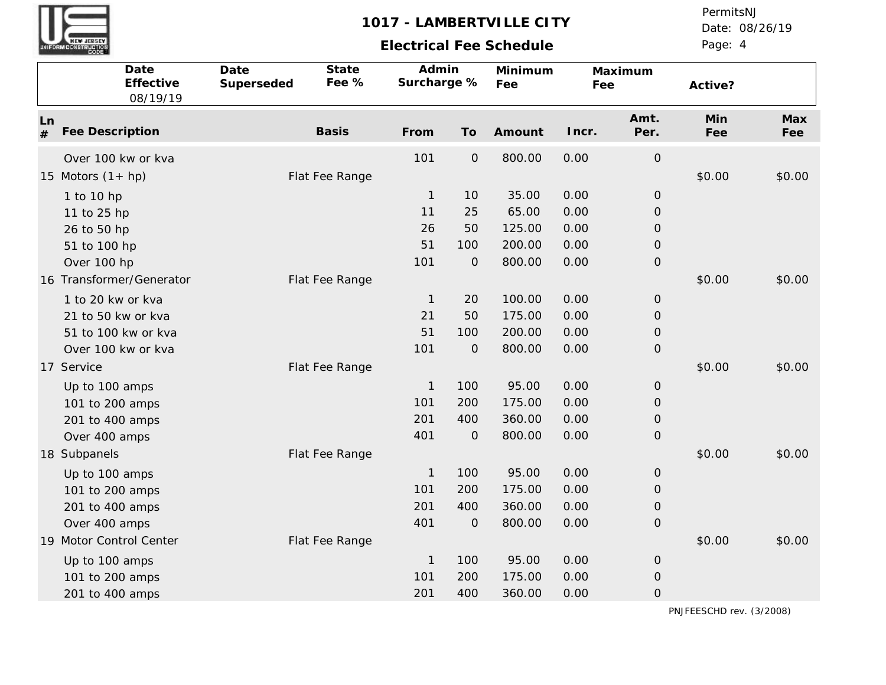# 1017 - LAMBERTVILLE CITY

## Electrical Fee Schedule

| Date Effective | Date Superseded | State Fee % | Admin Surcharge % | Minimum Fee | Maximum Fee | Active? |
|---|---|---|---|---|---|---|
| 08/19/19 | | | | | | |

| Ln # | Fee Description | Basis | From | To | Amount | Incr. | Amt. Per. | Min Fee | Max Fee |
|---|---|---|---|---|---|---|---|---|---|
| | Over 100 kw or kva | | 101 | 0 | 800.00 | 0.00 | 0 | | |
| 15 | Motors (1+ hp) | Flat Fee Range | | | | | | $0.00 | $0.00 |
| | 1 to 10 hp | | 1 | 10 | 35.00 | 0.00 | 0 | | |
| | 11 to 25 hp | | 11 | 25 | 65.00 | 0.00 | 0 | | |
| | 26 to 50 hp | | 26 | 50 | 125.00 | 0.00 | 0 | | |
| | 51 to 100 hp | | 51 | 100 | 200.00 | 0.00 | 0 | | |
| | Over 100 hp | | 101 | 0 | 800.00 | 0.00 | 0 | | |
| 16 | Transformer/Generator | Flat Fee Range | | | | | | $0.00 | $0.00 |
| | 1 to 20 kw or kva | | 1 | 20 | 100.00 | 0.00 | 0 | | |
| | 21 to 50 kw or kva | | 21 | 50 | 175.00 | 0.00 | 0 | | |
| | 51 to 100 kw or kva | | 51 | 100 | 200.00 | 0.00 | 0 | | |
| | Over 100 kw or kva | | 101 | 0 | 800.00 | 0.00 | 0 | | |
| 17 | Service | Flat Fee Range | | | | | | $0.00 | $0.00 |
| | Up to 100 amps | | 1 | 100 | 95.00 | 0.00 | 0 | | |
| | 101 to 200 amps | | 101 | 200 | 175.00 | 0.00 | 0 | | |
| | 201 to 400 amps | | 201 | 400 | 360.00 | 0.00 | 0 | | |
| | Over 400 amps | | 401 | 0 | 800.00 | 0.00 | 0 | | |
| 18 | Subpanels | Flat Fee Range | | | | | | $0.00 | $0.00 |
| | Up to 100 amps | | 1 | 100 | 95.00 | 0.00 | 0 | | |
| | 101 to 200 amps | | 101 | 200 | 175.00 | 0.00 | 0 | | |
| | 201 to 400 amps | | 201 | 400 | 360.00 | 0.00 | 0 | | |
| | Over 400 amps | | 401 | 0 | 800.00 | 0.00 | 0 | | |
| 19 | Motor Control Center | Flat Fee Range | | | | | | $0.00 | $0.00 |
| | Up to 100 amps | | 1 | 100 | 95.00 | 0.00 | 0 | | |
| | 101 to 200 amps | | 101 | 200 | 175.00 | 0.00 | 0 | | |
| | 201 to 400 amps | | 201 | 400 | 360.00 | 0.00 | 0 | | |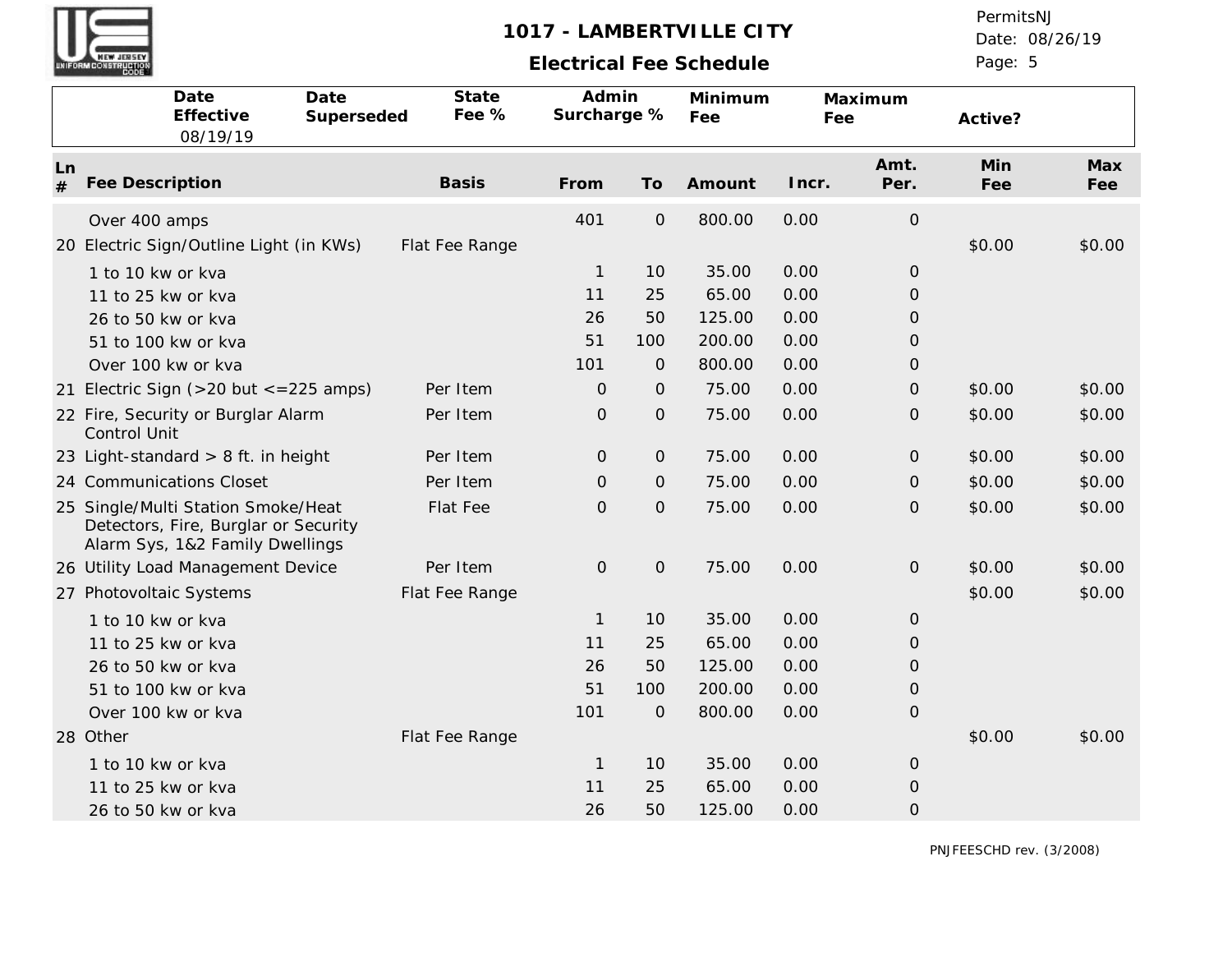# 1017 - LAMBERTVILLE CITY

## Electrical Fee Schedule

PermitsNJ
Date: 08/26/19

| Date Effective | Date Superseded | State Fee % | Admin Surcharge % | Minimum Fee | Maximum Fee | Active? |
|---|---|---|---|---|---|---|
| 08/19/19 | | | | | | |

| Ln # | Fee Description | Basis | From | To | Amount | Incr. | Amt. Per. | Min Fee | Max Fee |
|---|---|---|---|---|---|---|---|---|---|
| | Over 400 amps | | 401 | 0 | 800.00 | 0.00 | 0 | | |
| 20 | Electric Sign/Outline Light (in KWs) | Flat Fee Range | | | | | | $0.00 | $0.00 |
| | 1 to 10 kw or kva | | 1 | 10 | 35.00 | 0.00 | 0 | | |
| | 11 to 25 kw or kva | | 11 | 25 | 65.00 | 0.00 | 0 | | |
| | 26 to 50 kw or kva | | 26 | 50 | 125.00 | 0.00 | 0 | | |
| | 51 to 100 kw or kva | | 51 | 100 | 200.00 | 0.00 | 0 | | |
| | Over 100 kw or kva | | 101 | 0 | 800.00 | 0.00 | 0 | | |
| 21 | Electric Sign (>20 but <=225 amps) | Per Item | 0 | 0 | 75.00 | 0.00 | 0 | $0.00 | $0.00 |
| 22 | Fire, Security or Burglar Alarm Control Unit | Per Item | 0 | 0 | 75.00 | 0.00 | 0 | $0.00 | $0.00 |
| 23 | Light-standard > 8 ft. in height | Per Item | 0 | 0 | 75.00 | 0.00 | 0 | $0.00 | $0.00 |
| 24 | Communications Closet | Per Item | 0 | 0 | 75.00 | 0.00 | 0 | $0.00 | $0.00 |
| 25 | Single/Multi Station Smoke/Heat Detectors, Fire, Burglar or Security Alarm Sys, 1&2 Family Dwellings | Flat Fee | 0 | 0 | 75.00 | 0.00 | 0 | $0.00 | $0.00 |
| 26 | Utility Load Management Device | Per Item | 0 | 0 | 75.00 | 0.00 | 0 | $0.00 | $0.00 |
| 27 | Photovoltaic Systems | Flat Fee Range | | | | | | $0.00 | $0.00 |
| | 1 to 10 kw or kva | | 1 | 10 | 35.00 | 0.00 | 0 | | |
| | 11 to 25 kw or kva | | 11 | 25 | 65.00 | 0.00 | 0 | | |
| | 26 to 50 kw or kva | | 26 | 50 | 125.00 | 0.00 | 0 | | |
| | 51 to 100 kw or kva | | 51 | 100 | 200.00 | 0.00 | 0 | | |
| | Over 100 kw or kva | | 101 | 0 | 800.00 | 0.00 | 0 | | |
| 28 | Other | Flat Fee Range | | | | | | $0.00 | $0.00 |
| | 1 to 10 kw or kva | | 1 | 10 | 35.00 | 0.00 | 0 | | |
| | 11 to 25 kw or kva | | 11 | 25 | 65.00 | 0.00 | 0 | | |
| | 26 to 50 kw or kva | | 26 | 50 | 125.00 | 0.00 | 0 | | |

PNJFEESCHD rev. (3/2008)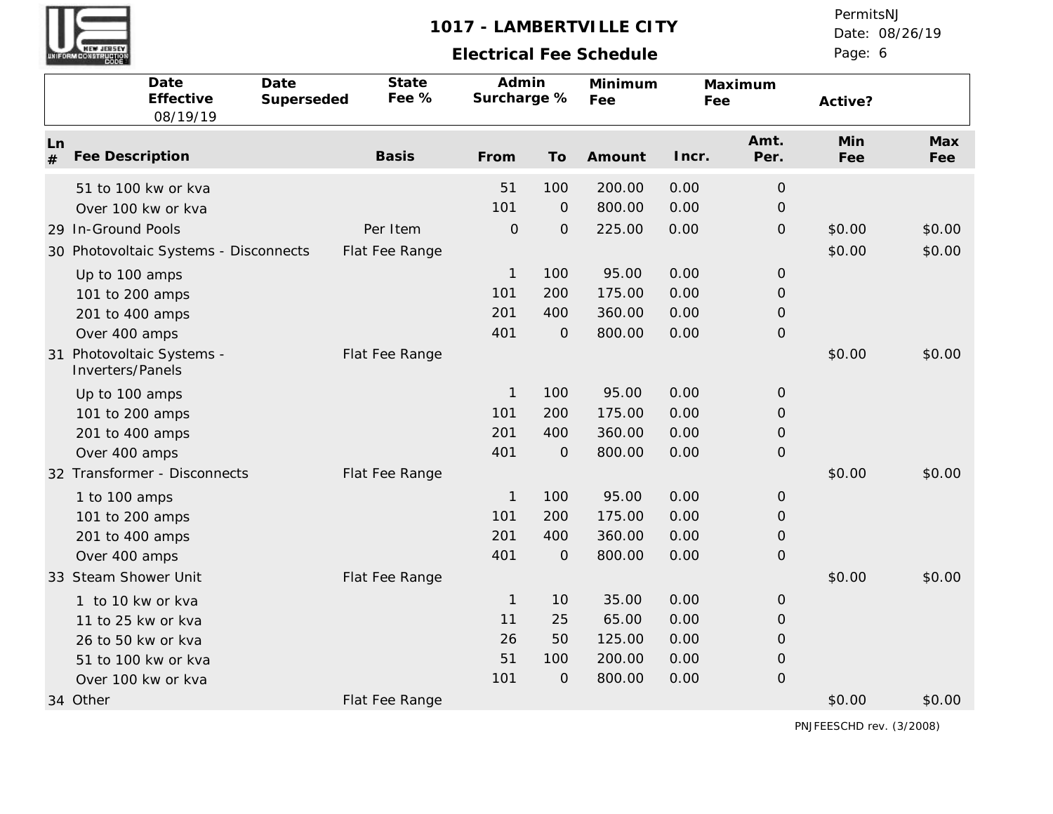# 1017 - LAMBERTVILLE CITY

## Electrical Fee Schedule

| Date Effective | Date Superseded | State Fee % | Admin Surcharge % | Minimum Fee | Maximum Fee | Active? |
|---|---|---|---|---|---|---|
| 08/19/19 | | | | | | |

| Ln # | Fee Description | Basis | From | To | Amount | Incr. | Amt. Per. | Min Fee | Max Fee |
|---|---|---|---|---|---|---|---|---|---|
| | 51 to 100 kw or kva | | 51 | 100 | 200.00 | 0.00 | 0 | | |
| | Over 100 kw or kva | | 101 | 0 | 800.00 | 0.00 | 0 | | |
| 29 | In-Ground Pools | Per Item | 0 | 0 | 225.00 | 0.00 | 0 | $0.00 | $0.00 |
| 30 | Photovoltaic Systems - Disconnects | Flat Fee Range | | | | | | $0.00 | $0.00 |
| | Up to 100 amps | | 1 | 100 | 95.00 | 0.00 | 0 | | |
| | 101 to 200 amps | | 101 | 200 | 175.00 | 0.00 | 0 | | |
| | 201 to 400 amps | | 201 | 400 | 360.00 | 0.00 | 0 | | |
| | Over 400 amps | | 401 | 0 | 800.00 | 0.00 | 0 | | |
| 31 | Photovoltaic Systems - Inverters/Panels | Flat Fee Range | | | | | | $0.00 | $0.00 |
| | Up to 100 amps | | 1 | 100 | 95.00 | 0.00 | 0 | | |
| | 101 to 200 amps | | 101 | 200 | 175.00 | 0.00 | 0 | | |
| | 201 to 400 amps | | 201 | 400 | 360.00 | 0.00 | 0 | | |
| | Over 400 amps | | 401 | 0 | 800.00 | 0.00 | 0 | | |
| 32 | Transformer - Disconnects | Flat Fee Range | | | | | | $0.00 | $0.00 |
| | 1 to 100 amps | | 1 | 100 | 95.00 | 0.00 | 0 | | |
| | 101 to 200 amps | | 101 | 200 | 175.00 | 0.00 | 0 | | |
| | 201 to 400 amps | | 201 | 400 | 360.00 | 0.00 | 0 | | |
| | Over 400 amps | | 401 | 0 | 800.00 | 0.00 | 0 | | |
| 33 | Steam Shower Unit | Flat Fee Range | | | | | | $0.00 | $0.00 |
| | 1 to 10 kw or kva | | 1 | 10 | 35.00 | 0.00 | 0 | | |
| | 11 to 25 kw or kva | | 11 | 25 | 65.00 | 0.00 | 0 | | |
| | 26 to 50 kw or kva | | 26 | 50 | 125.00 | 0.00 | 0 | | |
| | 51 to 100 kw or kva | | 51 | 100 | 200.00 | 0.00 | 0 | | |
| | Over 100 kw or kva | | 101 | 0 | 800.00 | 0.00 | 0 | | |
| 34 | Other | Flat Fee Range | | | | | | $0.00 | $0.00 |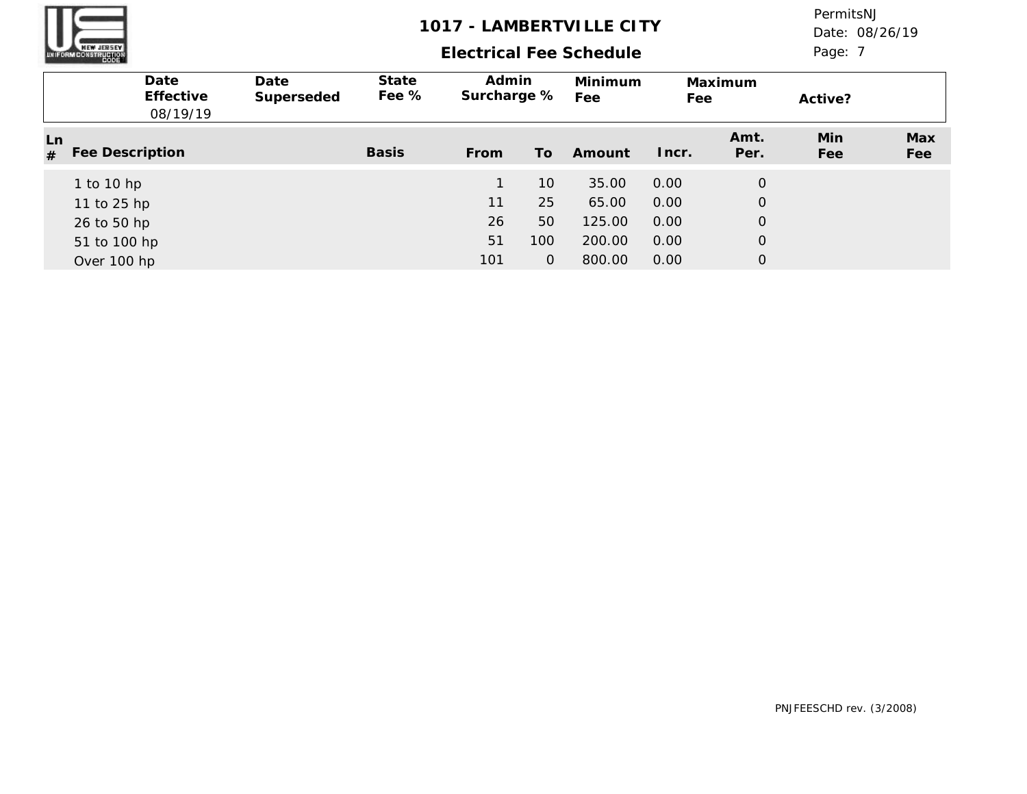# 1017 - LAMBERTVILLE CITY

## Electrical Fee Schedule

PermitsNJ
Date: 08/26/19

| Date Effective | Date Superseded | State Fee % | Admin Surcharge % | Minimum Fee | Maximum Fee | Active? |
|---|---|---|---|---|---|---|
| 08/19/19 | | | | | | |

| Ln # | Fee Description | Basis | From | To | Amount | Incr. | Amt. Per. | Min Fee | Max Fee |
|---|---|---|---|---|---|---|---|---|---|
| | 1 to 10 hp | | 1 | 10 | 35.00 | 0.00 | 0 | | |
| | 11 to 25 hp | | 11 | 25 | 65.00 | 0.00 | 0 | | |
| | 26 to 50 hp | | 26 | 50 | 125.00 | 0.00 | 0 | | |
| | 51 to 100 hp | | 51 | 100 | 200.00 | 0.00 | 0 | | |
| | Over 100 hp | | 101 | 0 | 800.00 | 0.00 | 0 | | |

PNJFEESCHD rev. (3/2008)